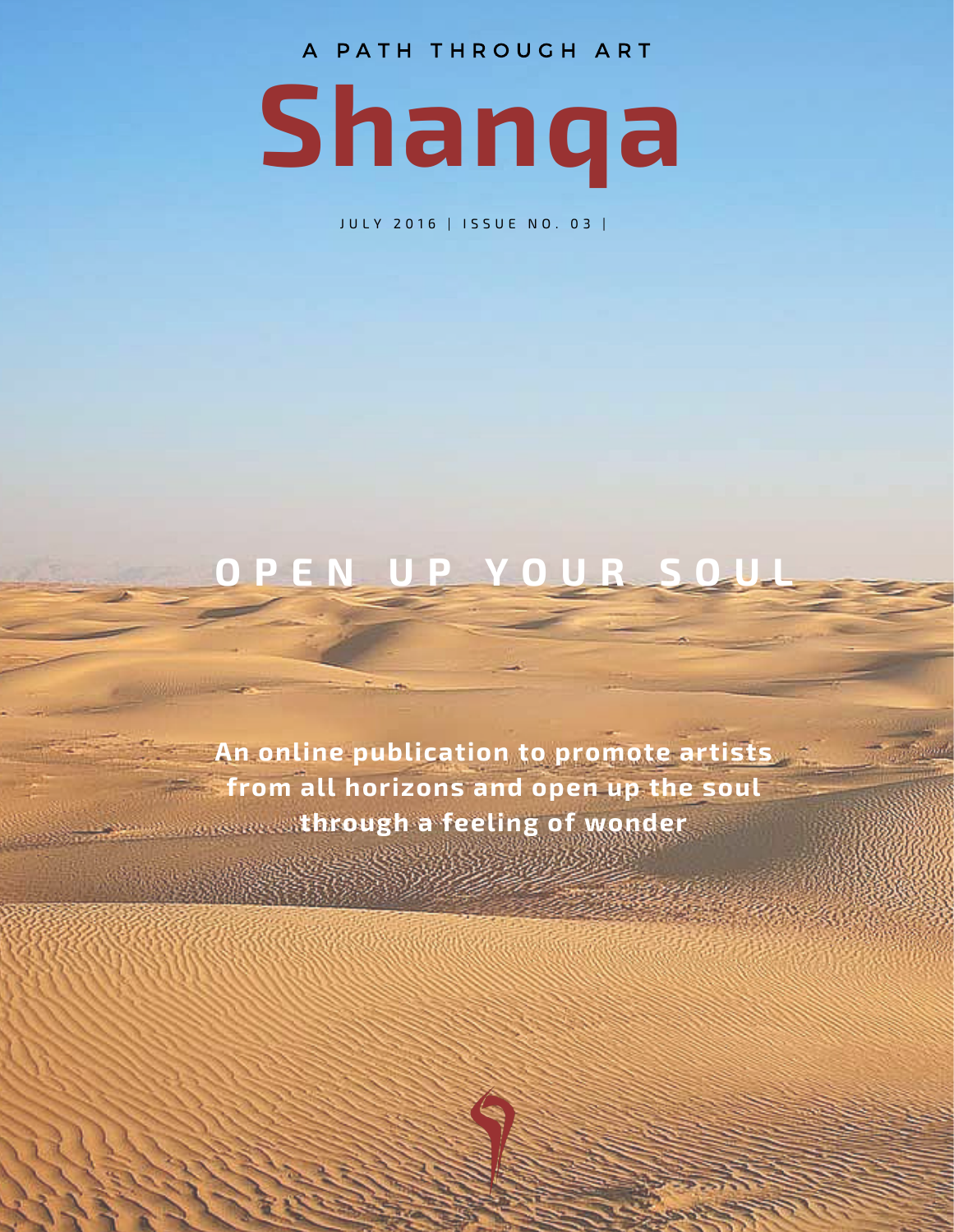A PATH THROUGH ART

# Shanqa

JULY 2016 | ISSUE NO. 03 |

## OPEN UP YOUR SOUL

**An online publication to promote artists from all horizons and open up the soul through a feeling of wonder**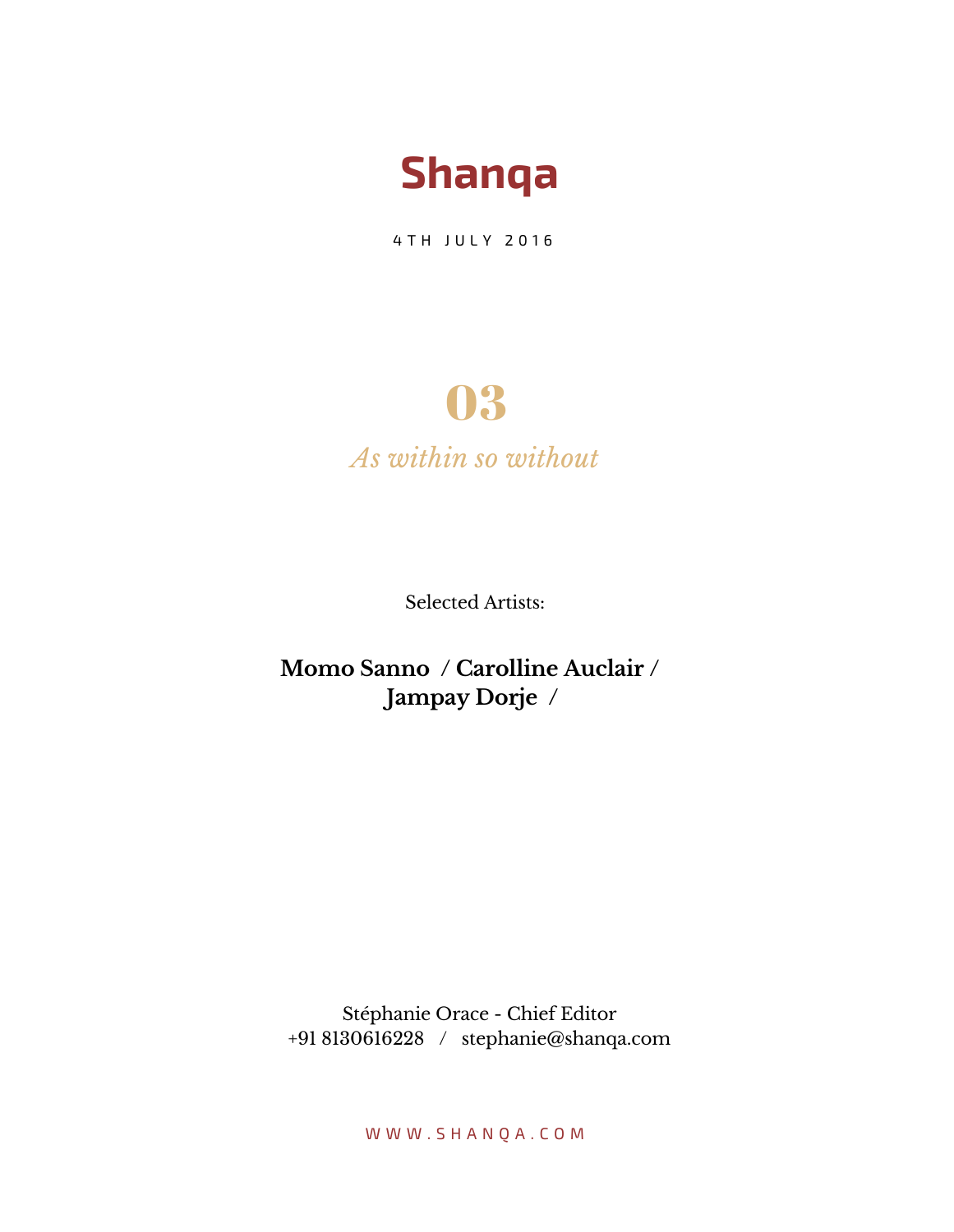# Shanqa

4TH JULY 2016

## 03

*As within so without*

Selected Artists:

**Momo Sanno / Carolline Auclair / Jampay Dorje /**

Stéphanie Orace - Chief Editor
+91 8130616228 / stephanie@shanqa.com

WWW.SHANQA.COM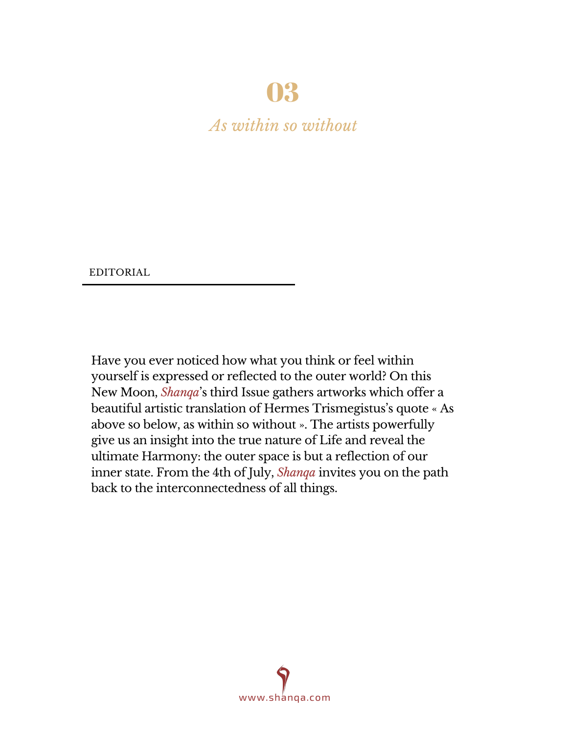# 03

*As within so without*

EDITORIAL

Have you ever noticed how what you think or feel within yourself is expressed or reflected to the outer world? On this New Moon, *Shanqa*'s third Issue gathers artworks which offer a beautiful artistic translation of Hermes Trismegistus's quote « As above so below, as within so without ». The artists powerfully give us an insight into the true nature of Life and reveal the ultimate Harmony: the outer space is but a reflection of our inner state. From the 4th of July, *Shanqa* invites you on the path back to the interconnectedness of all things.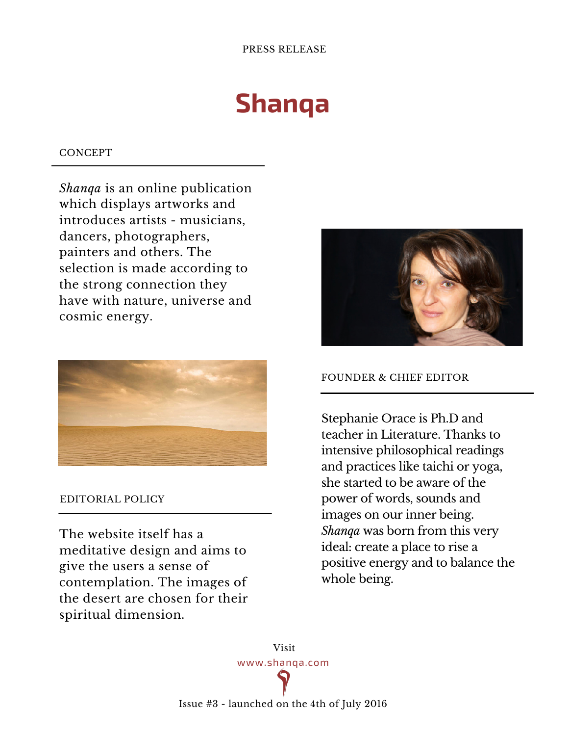PRESS RELEASE

# Shanqa

## CONCEPT

*Shanqa* is an online publication which displays artworks and introduces artists - musicians, dancers, photographers, painters and others. The selection is made according to the strong connection they have with nature, universe and cosmic energy.

## EDITORIAL POLICY

The website itself has a meditative design and aims to give the users a sense of contemplation. The images of the desert are chosen for their spiritual dimension.

## FOUNDER & CHIEF EDITOR

Stephanie Orace is Ph.D and teacher in Literature. Thanks to intensive philosophical readings and practices like taichi or yoga, she started to be aware of the power of words, sounds and images on our inner being. *Shanqa* was born from this very ideal: create a place to rise a positive energy and to balance the whole being.

Visit
www.shanqa.com

Issue #3 - launched on the 4th of July 2016